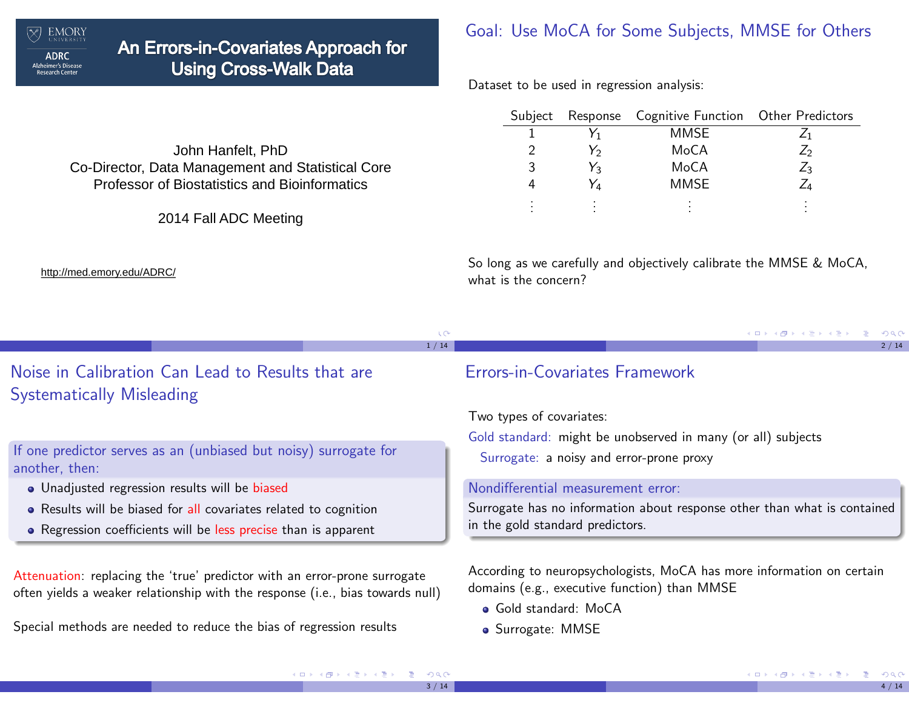# An Errors-in-Covariates Approach for Using Cross-Walk Data

John Hanfelt, PhD
Co-Director, Data Management and Statistical Core
Professor of Biostatistics and Bioinformatics

2014 Fall ADC Meeting

http://med.emory.edu/ADRC/

## Goal: Use MoCA for Some Subjects, MMSE for Others

Dataset to be used in regression analysis:

| Subject | Response | Cognitive Function | Other Predictors |
|---|---|---|---|
| 1 | $Y_1$ | MMSE | $Z_1$ |
| 2 | $Y_2$ | MoCA | $Z_2$ |
| 3 | $Y_3$ | MoCA | $Z_3$ |
| 4 | $Y_4$ | MMSE | $Z_4$ |
| ⋮ | ⋮ | ⋮ | ⋮ |

So long as we carefully and objectively calibrate the MMSE & MoCA, what is the concern?

## Noise in Calibration Can Lead to Results that are Systematically Misleading

**If one predictor serves as an (unbiased but noisy) surrogate for another, then:**

- Unadjusted regression results will be biased
- Results will be biased for all covariates related to cognition
- Regression coefficients will be less precise than is apparent

Attenuation: replacing the 'true' predictor with an error-prone surrogate often yields a weaker relationship with the response (i.e., bias towards null)

Special methods are needed to reduce the bias of regression results

## Errors-in-Covariates Framework

Two types of covariates:

Gold standard: might be unobserved in many (or all) subjects

Surrogate: a noisy and error-prone proxy

**Nondifferential measurement error:**
Surrogate has no information about response other than what is contained in the gold standard predictors.

According to neuropsychologists, MoCA has more information on certain domains (e.g., executive function) than MMSE

- Gold standard: MoCA
- Surrogate: MMSE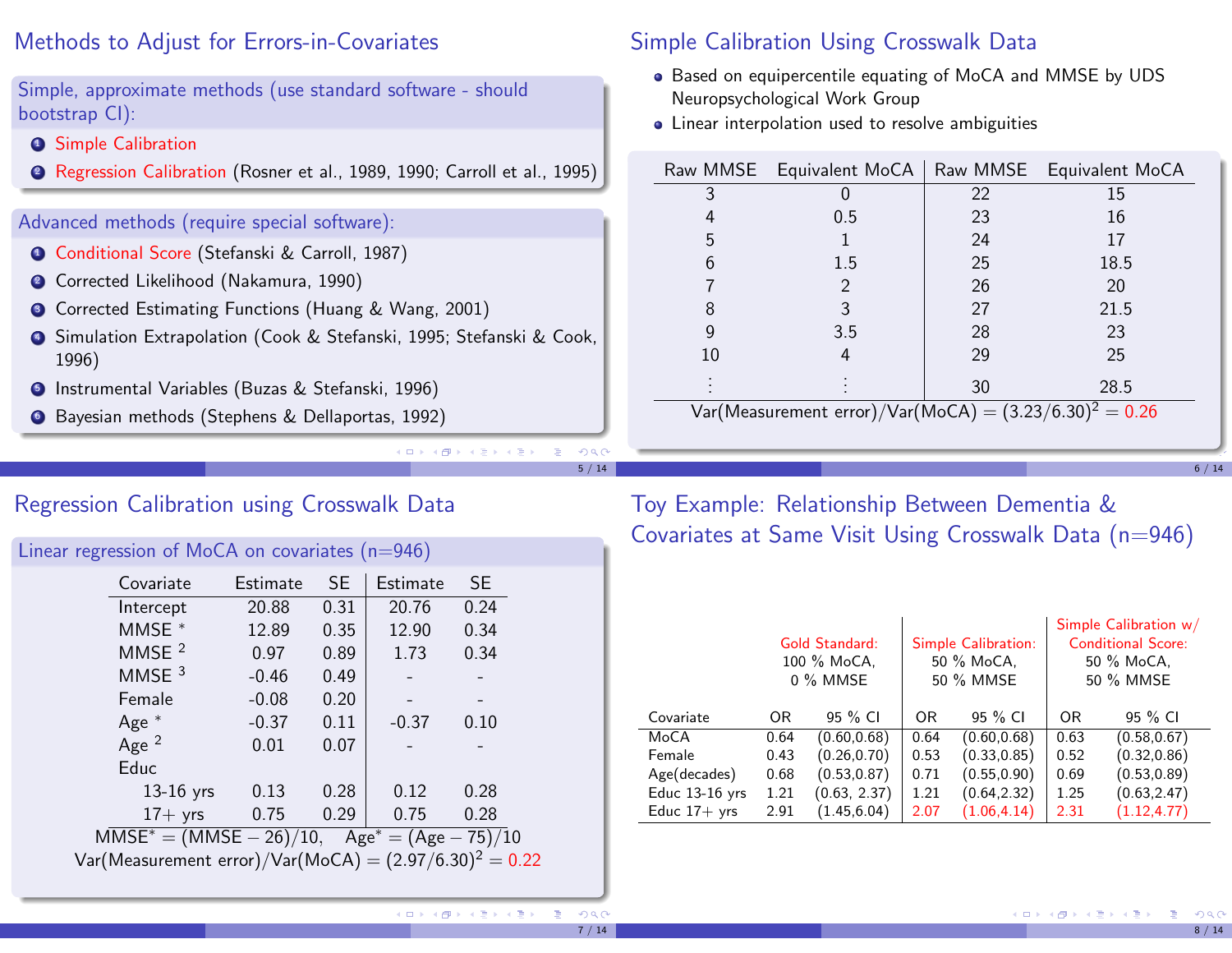## Methods to Adjust for Errors-in-Covariates

Simple, approximate methods (use standard software - should bootstrap CI):

1. Simple Calibration
2. Regression Calibration (Rosner et al., 1989, 1990; Carroll et al., 1995)

Advanced methods (require special software):

1. Conditional Score (Stefanski & Carroll, 1987)
2. Corrected Likelihood (Nakamura, 1990)
3. Corrected Estimating Functions (Huang & Wang, 2001)
4. Simulation Extrapolation (Cook & Stefanski, 1995; Stefanski & Cook, 1996)
5. Instrumental Variables (Buzas & Stefanski, 1996)
6. Bayesian methods (Stephens & Dellaportas, 1992)

## Simple Calibration Using Crosswalk Data

- Based on equipercentile equating of MoCA and MMSE by UDS Neuropsychological Work Group
- Linear interpolation used to resolve ambiguities

| Raw MMSE | Equivalent MoCA | Raw MMSE | Equivalent MoCA |
|---|---|---|---|
| 3 | 0 | 22 | 15 |
| 4 | 0.5 | 23 | 16 |
| 5 | 1 | 24 | 17 |
| 6 | 1.5 | 25 | 18.5 |
| 7 | 2 | 26 | 20 |
| 8 | 3 | 27 | 21.5 |
| 9 | 3.5 | 28 | 23 |
| 10 | 4 | 29 | 25 |
| ⋮ | ⋮ | 30 | 28.5 |

$$\text{Var(Measurement error)}/\text{Var(MoCA)} = (3.23/6.30)^2 = 0.26$$

## Regression Calibration using Crosswalk Data

Linear regression of MoCA on covariates (n=946)

| Covariate | Estimate | SE | Estimate | SE |
|---|---|---|---|---|
| Intercept | 20.88 | 0.31 | 20.76 | 0.24 |
| MMSE * | 12.89 | 0.35 | 12.90 | 0.34 |
| MMSE $^2$ | 0.97 | 0.89 | 1.73 | 0.34 |
| MMSE $^3$ | -0.46 | 0.49 | - | - |
| Female | -0.08 | 0.20 | - | - |
| Age * | -0.37 | 0.11 | -0.37 | 0.10 |
| Age $^2$ | 0.01 | 0.07 | - | - |
| Educ | | | | |
| 13-16 yrs | 0.13 | 0.28 | 0.12 | 0.28 |
| 17+ yrs | 0.75 | 0.29 | 0.75 | 0.28 |

$\text{MMSE}^* = (\text{MMSE} - 26)/10, \quad \text{Age}^* = (\text{Age} - 75)/10$

$$\text{Var(Measurement error)}/\text{Var(MoCA)} = (2.97/6.30)^2 = 0.22$$

## Toy Example: Relationship Between Dementia & Covariates at Same Visit Using Crosswalk Data (n=946)

| | Gold Standard: 100 % MoCA, 0 % MMSE | | Simple Calibration: 50 % MoCA, 50 % MMSE | | Simple Calibration w/ Conditional Score: 50 % MoCA, 50 % MMSE | |
|---|---|---|---|---|---|---|
| Covariate | OR | 95 % CI | OR | 95 % CI | OR | 95 % CI |
| MoCA | 0.64 | (0.60,0.68) | 0.64 | (0.60,0.68) | 0.63 | (0.58,0.67) |
| Female | 0.43 | (0.26,0.70) | 0.53 | (0.33,0.85) | 0.52 | (0.32,0.86) |
| Age(decades) | 0.68 | (0.53,0.87) | 0.71 | (0.55,0.90) | 0.69 | (0.53,0.89) |
| Educ 13-16 yrs | 1.21 | (0.63, 2.37) | 1.21 | (0.64,2.32) | 1.25 | (0.63,2.47) |
| Educ 17+ yrs | 2.91 | (1.45,6.04) | 2.07 | (1.06,4.14) | 2.31 | (1.12,4.77) |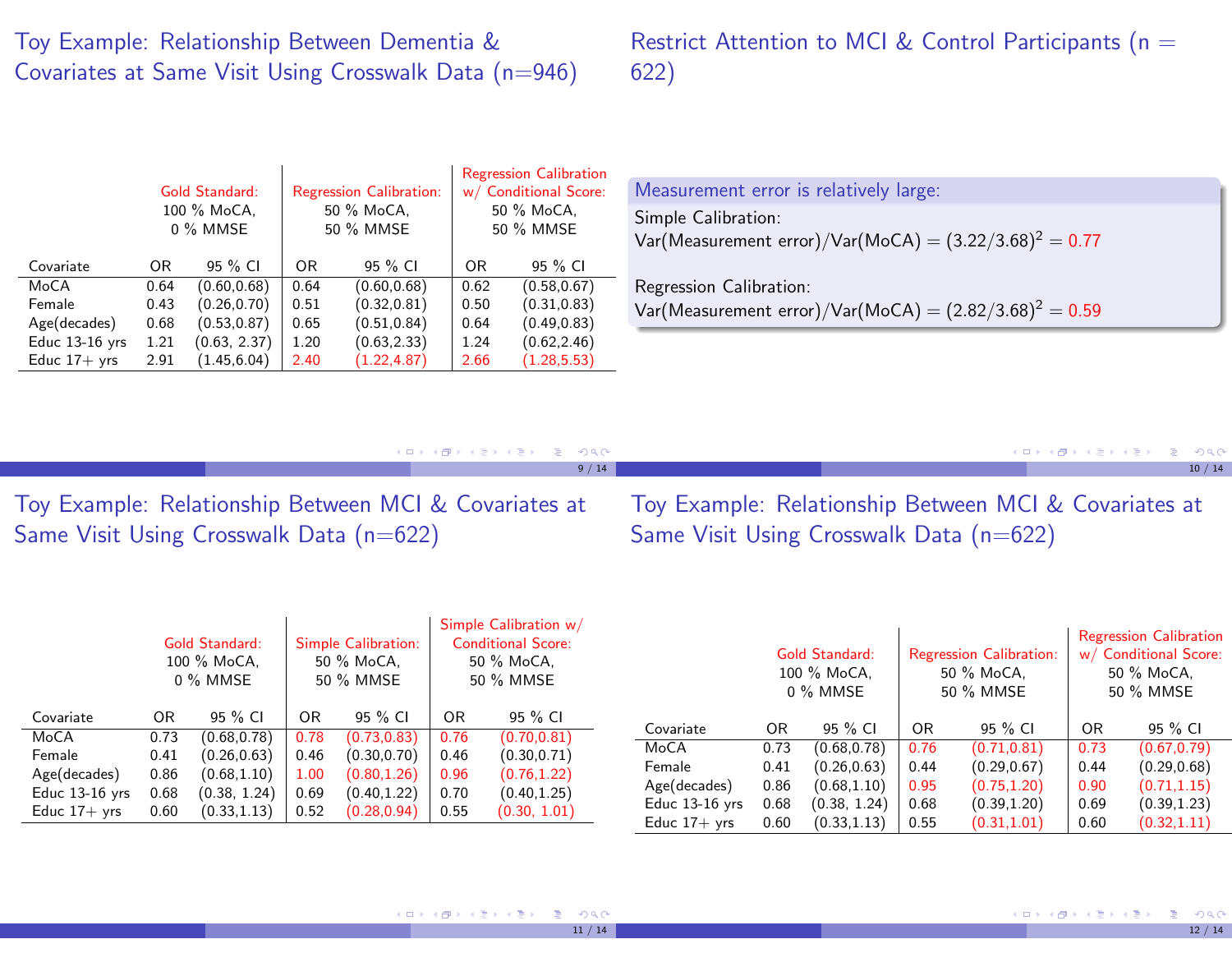# Toy Example: Relationship Between Dementia & Covariates at Same Visit Using Crosswalk Data (n=946)

| | Gold Standard: 100 % MoCA, 0 % MMSE | | Regression Calibration: 50 % MoCA, 50 % MMSE | | Regression Calibration w/ Conditional Score: 50 % MoCA, 50 % MMSE | |
|---|---|---|---|---|---|---|
| Covariate | OR | 95 % CI | OR | 95 % CI | OR | 95 % CI |
| MoCA | 0.64 | (0.60,0.68) | 0.64 | (0.60,0.68) | 0.62 | (0.58,0.67) |
| Female | 0.43 | (0.26,0.70) | 0.51 | (0.32,0.81) | 0.50 | (0.31,0.83) |
| Age(decades) | 0.68 | (0.53,0.87) | 0.65 | (0.51,0.84) | 0.64 | (0.49,0.83) |
| Educ 13-16 yrs | 1.21 | (0.63, 2.37) | 1.20 | (0.63,2.33) | 1.24 | (0.62,2.46) |
| Educ 17+ yrs | 2.91 | (1.45,6.04) | 2.40 | (1.22,4.87) | 2.66 | (1.28,5.53) |

# Restrict Attention to MCI & Control Participants (n = 622)

**Measurement error is relatively large:**

Simple Calibration:
Var(Measurement error)/Var(MoCA) = $(3.22/3.68)^2 = 0.77$

Regression Calibration:
Var(Measurement error)/Var(MoCA) = $(2.82/3.68)^2 = 0.59$

# Toy Example: Relationship Between MCI & Covariates at Same Visit Using Crosswalk Data (n=622)

| | Gold Standard: 100 % MoCA, 0 % MMSE | | Simple Calibration: 50 % MoCA, 50 % MMSE | | Simple Calibration w/ Conditional Score: 50 % MoCA, 50 % MMSE | |
|---|---|---|---|---|---|---|
| Covariate | OR | 95 % CI | OR | 95 % CI | OR | 95 % CI |
| MoCA | 0.73 | (0.68,0.78) | 0.78 | (0.73,0.83) | 0.76 | (0.70,0.81) |
| Female | 0.41 | (0.26,0.63) | 0.46 | (0.30,0.70) | 0.46 | (0.30,0.71) |
| Age(decades) | 0.86 | (0.68,1.10) | 1.00 | (0.80,1.26) | 0.96 | (0.76,1.22) |
| Educ 13-16 yrs | 0.68 | (0.38, 1.24) | 0.69 | (0.40,1.22) | 0.70 | (0.40,1.25) |
| Educ 17+ yrs | 0.60 | (0.33,1.13) | 0.52 | (0.28,0.94) | 0.55 | (0.30, 1.01) |

# Toy Example: Relationship Between MCI & Covariates at Same Visit Using Crosswalk Data (n=622)

| | Gold Standard: 100 % MoCA, 0 % MMSE | | Regression Calibration: 50 % MoCA, 50 % MMSE | | Regression Calibration w/ Conditional Score: 50 % MoCA, 50 % MMSE | |
|---|---|---|---|---|---|---|
| Covariate | OR | 95 % CI | OR | 95 % CI | OR | 95 % CI |
| MoCA | 0.73 | (0.68,0.78) | 0.76 | (0.71,0.81) | 0.73 | (0.67,0.79) |
| Female | 0.41 | (0.26,0.63) | 0.44 | (0.29,0.67) | 0.44 | (0.29,0.68) |
| Age(decades) | 0.86 | (0.68,1.10) | 0.95 | (0.75,1.20) | 0.90 | (0.71,1.15) |
| Educ 13-16 yrs | 0.68 | (0.38, 1.24) | 0.68 | (0.39,1.20) | 0.69 | (0.39,1.23) |
| Educ 17+ yrs | 0.60 | (0.33,1.13) | 0.55 | (0.31,1.01) | 0.60 | (0.32,1.11) |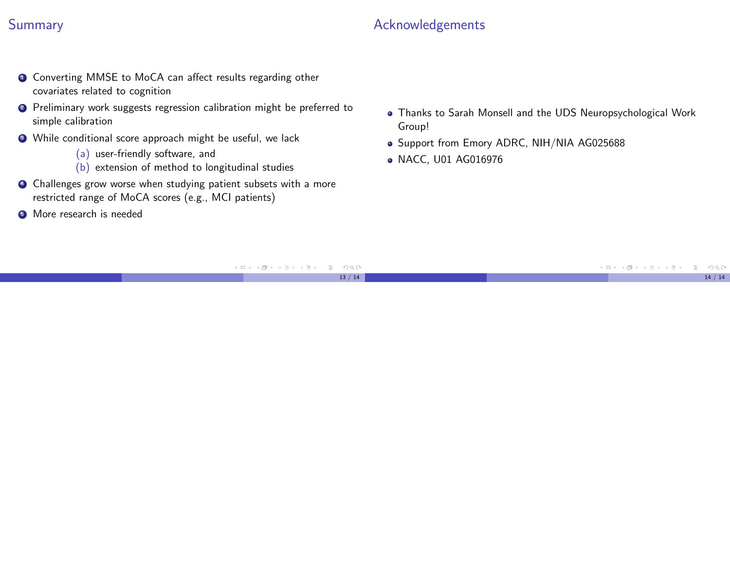## Summary

1. Converting MMSE to MoCA can affect results regarding other covariates related to cognition
2. Preliminary work suggests regression calibration might be preferred to simple calibration
3. While conditional score approach might be useful, we lack
   - (a) user-friendly software, and
   - (b) extension of method to longitudinal studies
4. Challenges grow worse when studying patient subsets with a more restricted range of MoCA scores (e.g., MCI patients)
5. More research is needed

## Acknowledgements

- Thanks to Sarah Monsell and the UDS Neuropsychological Work Group!
- Support from Emory ADRC, NIH/NIA AG025688
- NACC, U01 AG016976